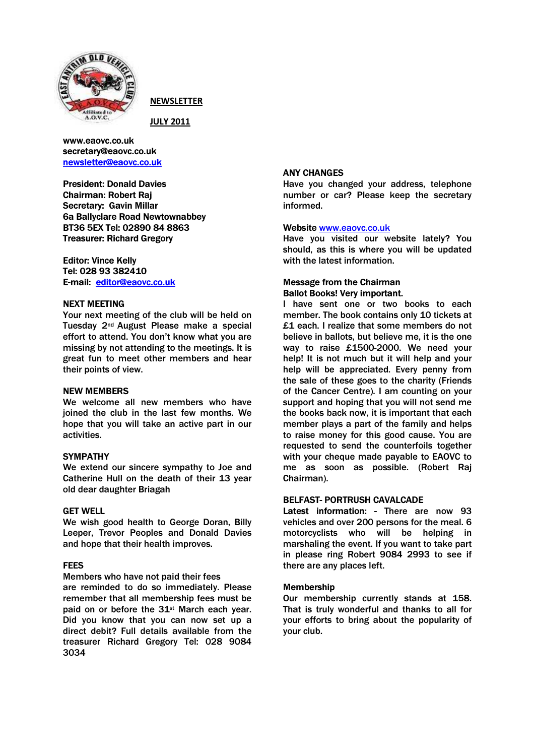**NEWSLETTER**

**JULY 2011**

**www.eaovc.co.uk**
**secretary@eaovc.co.uk**
**newsletter@eaovc.co.uk**

**President: Donald Davies**
**Chairman: Robert Raj**
**Secretary: Gavin Millar**
**6a Ballyclare Road Newtownabbey**
**BT36 5EX Tel: 02890 84 8863**
**Treasurer: Richard Gregory**

**Editor: Vince Kelly**
**Tel: 028 93 382410**
**E-mail: editor@eaovc.co.uk**

**NEXT MEETING**

Your next meeting of the club will be held on Tuesday 2nd August Please make a special effort to attend. You don't know what you are missing by not attending to the meetings. It is great fun to meet other members and hear their points of view.

**NEW MEMBERS**

We welcome all new members who have joined the club in the last few months. We hope that you will take an active part in our activities.

**SYMPATHY**

We extend our sincere sympathy to Joe and Catherine Hull on the death of their 13 year old dear daughter Briagah

**GET WELL**

We wish good health to George Doran, Billy Leeper, Trevor Peoples and Donald Davies and hope that their health improves.

**FEES**

Members who have not paid their fees are reminded to do so immediately. Please remember that all membership fees must be paid on or before the 31st March each year. Did you know that you can now set up a direct debit? Full details available from the treasurer Richard Gregory Tel: 028 9084 3034

**ANY CHANGES**

Have you changed your address, telephone number or car? Please keep the secretary informed.

**Website** www.eaovc.co.uk

Have you visited our website lately? You should, as this is where you will be updated with the latest information.

**Message from the Chairman**
**Ballot Books! Very important.**

I have sent one or two books to each member. The book contains only 10 tickets at £1 each. I realize that some members do not believe in ballots, but believe me, it is the one way to raise £1500-2000. We need your help! It is not much but it will help and your help will be appreciated. Every penny from the sale of these goes to the charity (Friends of the Cancer Centre). I am counting on your support and hoping that you will not send me the books back now, it is important that each member plays a part of the family and helps to raise money for this good cause. You are requested to send the counterfoils together with your cheque made payable to EAOVC to me as soon as possible. (Robert Raj Chairman).

**BELFAST- PORTRUSH CAVALCADE**

**Latest information:** - There are now 93 vehicles and over 200 persons for the meal. 6 motorcyclists who will be helping in marshaling the event. If you want to take part in please ring Robert 9084 2993 to see if there are any places left.

**Membership**

Our membership currently stands at 158. That is truly wonderful and thanks to all for your efforts to bring about the popularity of your club.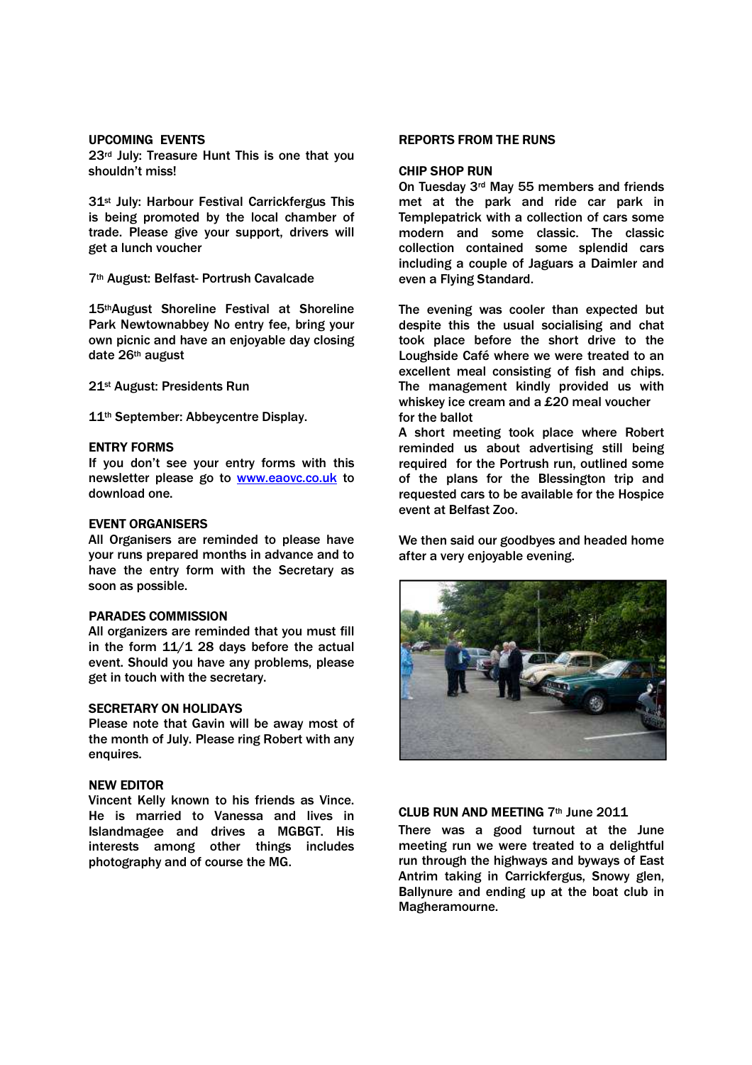## UPCOMING EVENTS

23rd July: Treasure Hunt This is one that you shouldn't miss!

31st July: Harbour Festival Carrickfergus This is being promoted by the local chamber of trade. Please give your support, drivers will get a lunch voucher

7th August: Belfast- Portrush Cavalcade

15th August Shoreline Festival at Shoreline Park Newtownabbey No entry fee, bring your own picnic and have an enjoyable day closing date 26th august

21st August: Presidents Run

11th September: Abbeycentre Display.

## ENTRY FORMS

If you don't see your entry forms with this newsletter please go to www.eaovc.co.uk to download one.

## EVENT ORGANISERS

All Organisers are reminded to please have your runs prepared months in advance and to have the entry form with the Secretary as soon as possible.

## PARADES COMMISSION

All organizers are reminded that you must fill in the form 11/1 28 days before the actual event. Should you have any problems, please get in touch with the secretary.

## SECRETARY ON HOLIDAYS

Please note that Gavin will be away most of the month of July. Please ring Robert with any enquires.

## NEW EDITOR

Vincent Kelly known to his friends as Vince. He is married to Vanessa and lives in Islandmagee and drives a MGBGT. His interests among other things includes photography and of course the MG.

## REPORTS FROM THE RUNS

### CHIP SHOP RUN

On Tuesday 3rd May 55 members and friends met at the park and ride car park in Templepatrick with a collection of cars some modern and some classic. The classic collection contained some splendid cars including a couple of Jaguars a Daimler and even a Flying Standard.

The evening was cooler than expected but despite this the usual socialising and chat took place before the short drive to the Loughside Café where we were treated to an excellent meal consisting of fish and chips. The management kindly provided us with whiskey ice cream and a £20 meal voucher for the ballot

A short meeting took place where Robert reminded us about advertising still being required for the Portrush run, outlined some of the plans for the Blessington trip and requested cars to be available for the Hospice event at Belfast Zoo.

We then said our goodbyes and headed home after a very enjoyable evening.

### CLUB RUN AND MEETING 7th June 2011

There was a good turnout at the June meeting run we were treated to a delightful run through the highways and byways of East Antrim taking in Carrickfergus, Snowy glen, Ballynure and ending up at the boat club in Magheramourne.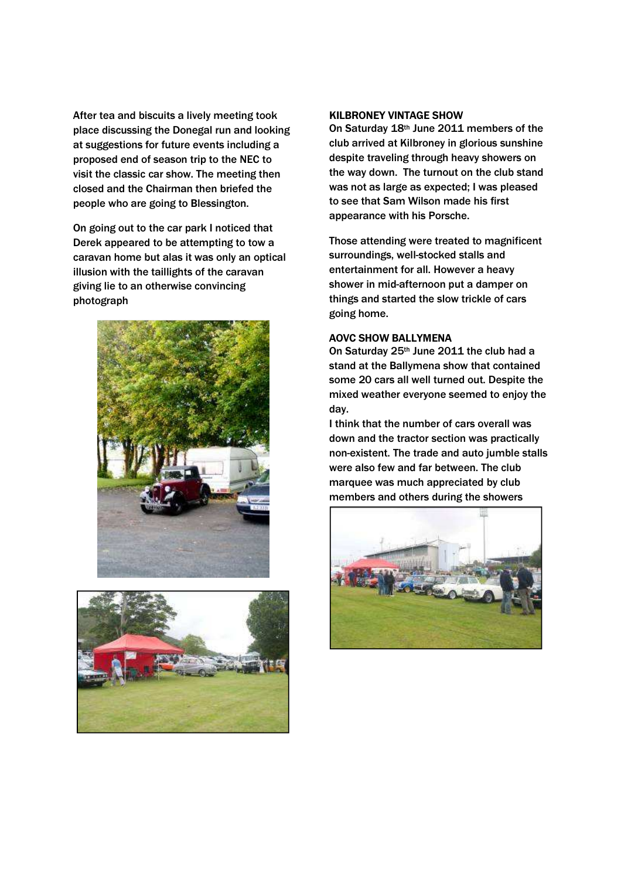After tea and biscuits a lively meeting took place discussing the Donegal run and looking at suggestions for future events including a proposed end of season trip to the NEC to visit the classic car show. The meeting then closed and the Chairman then briefed the people who are going to Blessington.

On going out to the car park I noticed that Derek appeared to be attempting to tow a caravan home but alas it was only an optical illusion with the taillights of the caravan giving lie to an otherwise convincing photograph

### KILBRONEY VINTAGE SHOW

On Saturday 18th June 2011 members of the club arrived at Kilbroney in glorious sunshine despite traveling through heavy showers on the way down. The turnout on the club stand was not as large as expected; I was pleased to see that Sam Wilson made his first appearance with his Porsche.

Those attending were treated to magnificent surroundings, well-stocked stalls and entertainment for all. However a heavy shower in mid-afternoon put a damper on things and started the slow trickle of cars going home.

### AOVC SHOW BALLYMENA

On Saturday 25th June 2011 the club had a stand at the Ballymena show that contained some 20 cars all well turned out. Despite the mixed weather everyone seemed to enjoy the day.

I think that the number of cars overall was down and the tractor section was practically non-existent. The trade and auto jumble stalls were also few and far between. The club marquee was much appreciated by club members and others during the showers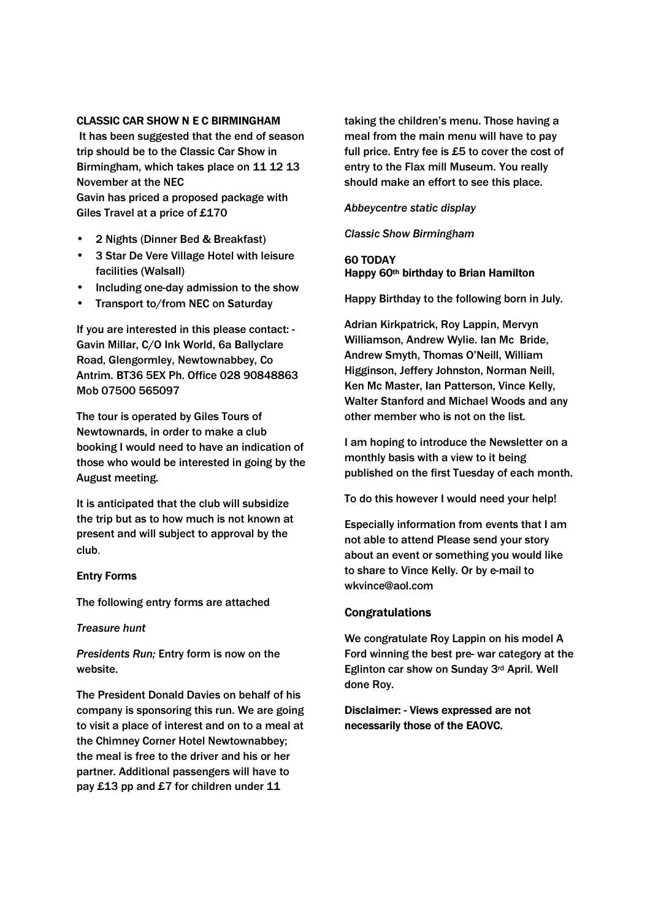## CLASSIC CAR SHOW N E C BIRMINGHAM

It has been suggested that the end of season trip should be to the Classic Car Show in Birmingham, which takes place on 11 12 13 November at the NEC

Gavin has priced a proposed package with Giles Travel at a price of £170

- 2 Nights (Dinner Bed & Breakfast)
- 3 Star De Vere Village Hotel with leisure facilities (Walsall)
- Including one-day admission to the show
- Transport to/from NEC on Saturday

If you are interested in this please contact: - Gavin Millar, C/O Ink World, 6a Ballyclare Road, Glengormley, Newtownabbey, Co Antrim. BT36 5EX Ph. Office 028 90848863 Mob 07500 565097

The tour is operated by Giles Tours of Newtownards, in order to make a club booking I would need to have an indication of those who would be interested in going by the August meeting.

It is anticipated that the club will subsidize the trip but as to how much is not known at present and will subject to approval by the club.

## Entry Forms

The following entry forms are attached

*Treasure hunt*

*Presidents Run;* Entry form is now on the website.

The President Donald Davies on behalf of his company is sponsoring this run. We are going to visit a place of interest and on to a meal at the Chimney Corner Hotel Newtownabbey; the meal is free to the driver and his or her partner. Additional passengers will have to pay £13 pp and £7 for children under 11 taking the children's menu. Those having a meal from the main menu will have to pay full price. Entry fee is £5 to cover the cost of entry to the Flax mill Museum. You really should make an effort to see this place.

*Abbeycentre static display*

*Classic Show Birmingham*

## 60 TODAY

**Happy 60th birthday to Brian Hamilton**

Happy Birthday to the following born in July.

Adrian Kirkpatrick, Roy Lappin, Mervyn Williamson, Andrew Wylie. Ian Mc Bride, Andrew Smyth, Thomas O'Neill, William Higginson, Jeffery Johnston, Norman Neill, Ken Mc Master, Ian Patterson, Vince Kelly, Walter Stanford and Michael Woods and any other member who is not on the list.

I am hoping to introduce the Newsletter on a monthly basis with a view to it being published on the first Tuesday of each month.

To do this however I would need your help!

Especially information from events that I am not able to attend Please send your story about an event or something you would like to share to Vince Kelly. Or by e-mail to wkvince@aol.com

## Congratulations

We congratulate Roy Lappin on his model A Ford winning the best pre- war category at the Eglinton car show on Sunday 3rd April. Well done Roy.

**Disclaimer: - Views expressed are not necessarily those of the EAOVC.**